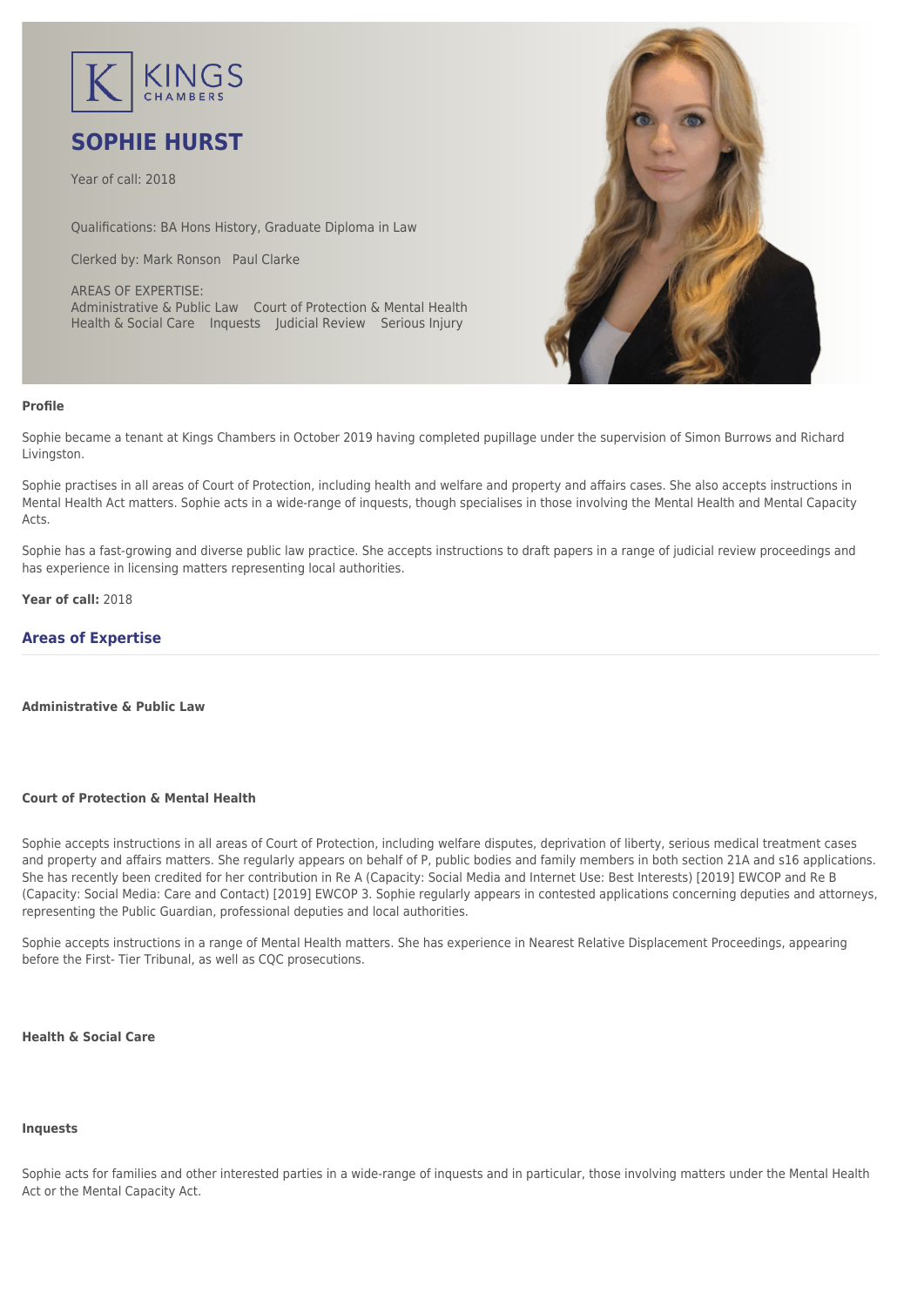KINGS CHAMBERS

# SOPHIE HURST

Year of call: 2018

Qualifications: BA Hons History, Graduate Diploma in Law

Clerked by: Mark Ronson   Paul Clarke

AREAS OF EXPERTISE:
Administrative & Public Law   Court of Protection & Mental Health
Health & Social Care   Inquests   Judicial Review   Serious Injury

**Profile**

Sophie became a tenant at Kings Chambers in October 2019 having completed pupillage under the supervision of Simon Burrows and Richard Livingston.

Sophie practises in all areas of Court of Protection, including health and welfare and property and affairs cases. She also accepts instructions in Mental Health Act matters. Sophie acts in a wide-range of inquests, though specialises in those involving the Mental Health and Mental Capacity Acts.

Sophie has a fast-growing and diverse public law practice. She accepts instructions to draft papers in a range of judicial review proceedings and has experience in licensing matters representing local authorities.

**Year of call:** 2018

## Areas of Expertise

**Administrative & Public Law**

**Court of Protection & Mental Health**

Sophie accepts instructions in all areas of Court of Protection, including welfare disputes, deprivation of liberty, serious medical treatment cases and property and affairs matters. She regularly appears on behalf of P, public bodies and family members in both section 21A and s16 applications. She has recently been credited for her contribution in Re A (Capacity: Social Media and Internet Use: Best Interests) [2019] EWCOP and Re B (Capacity: Social Media: Care and Contact) [2019] EWCOP 3. Sophie regularly appears in contested applications concerning deputies and attorneys, representing the Public Guardian, professional deputies and local authorities.

Sophie accepts instructions in a range of Mental Health matters. She has experience in Nearest Relative Displacement Proceedings, appearing before the First- Tier Tribunal, as well as CQC prosecutions.

**Health & Social Care**

**Inquests**

Sophie acts for families and other interested parties in a wide-range of inquests and in particular, those involving matters under the Mental Health Act or the Mental Capacity Act.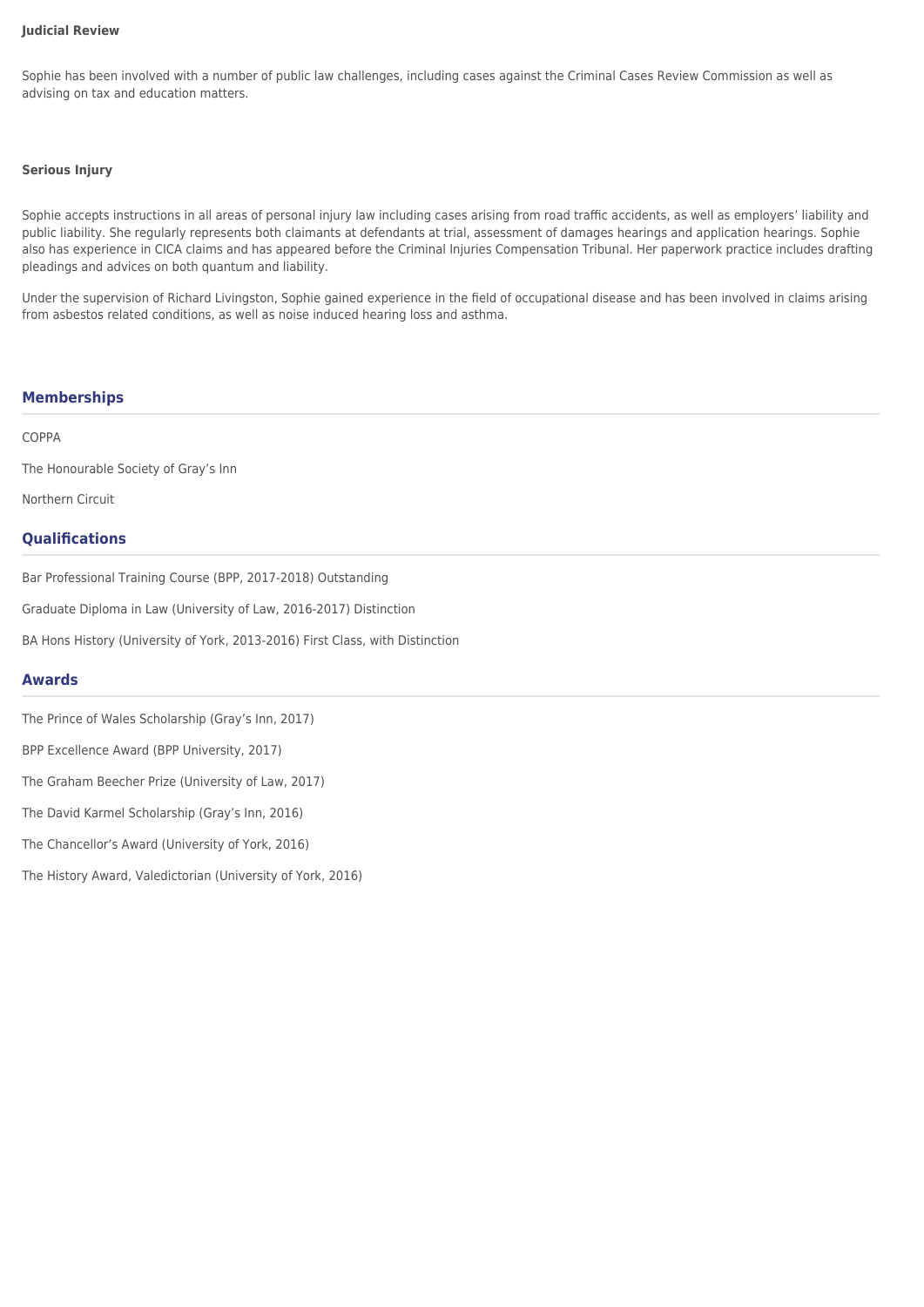**Judicial Review**

Sophie has been involved with a number of public law challenges, including cases against the Criminal Cases Review Commission as well as advising on tax and education matters.

**Serious Injury**

Sophie accepts instructions in all areas of personal injury law including cases arising from road traffic accidents, as well as employers' liability and public liability. She regularly represents both claimants at defendants at trial, assessment of damages hearings and application hearings. Sophie also has experience in CICA claims and has appeared before the Criminal Injuries Compensation Tribunal. Her paperwork practice includes drafting pleadings and advices on both quantum and liability.

Under the supervision of Richard Livingston, Sophie gained experience in the field of occupational disease and has been involved in claims arising from asbestos related conditions, as well as noise induced hearing loss and asthma.

## Memberships

COPPA

The Honourable Society of Gray's Inn

Northern Circuit

## Qualifications

Bar Professional Training Course (BPP, 2017-2018) Outstanding

Graduate Diploma in Law (University of Law, 2016-2017) Distinction

BA Hons History (University of York, 2013-2016) First Class, with Distinction

## Awards

The Prince of Wales Scholarship (Gray's Inn, 2017)

BPP Excellence Award (BPP University, 2017)

The Graham Beecher Prize (University of Law, 2017)

The David Karmel Scholarship (Gray's Inn, 2016)

The Chancellor's Award (University of York, 2016)

The History Award, Valedictorian (University of York, 2016)